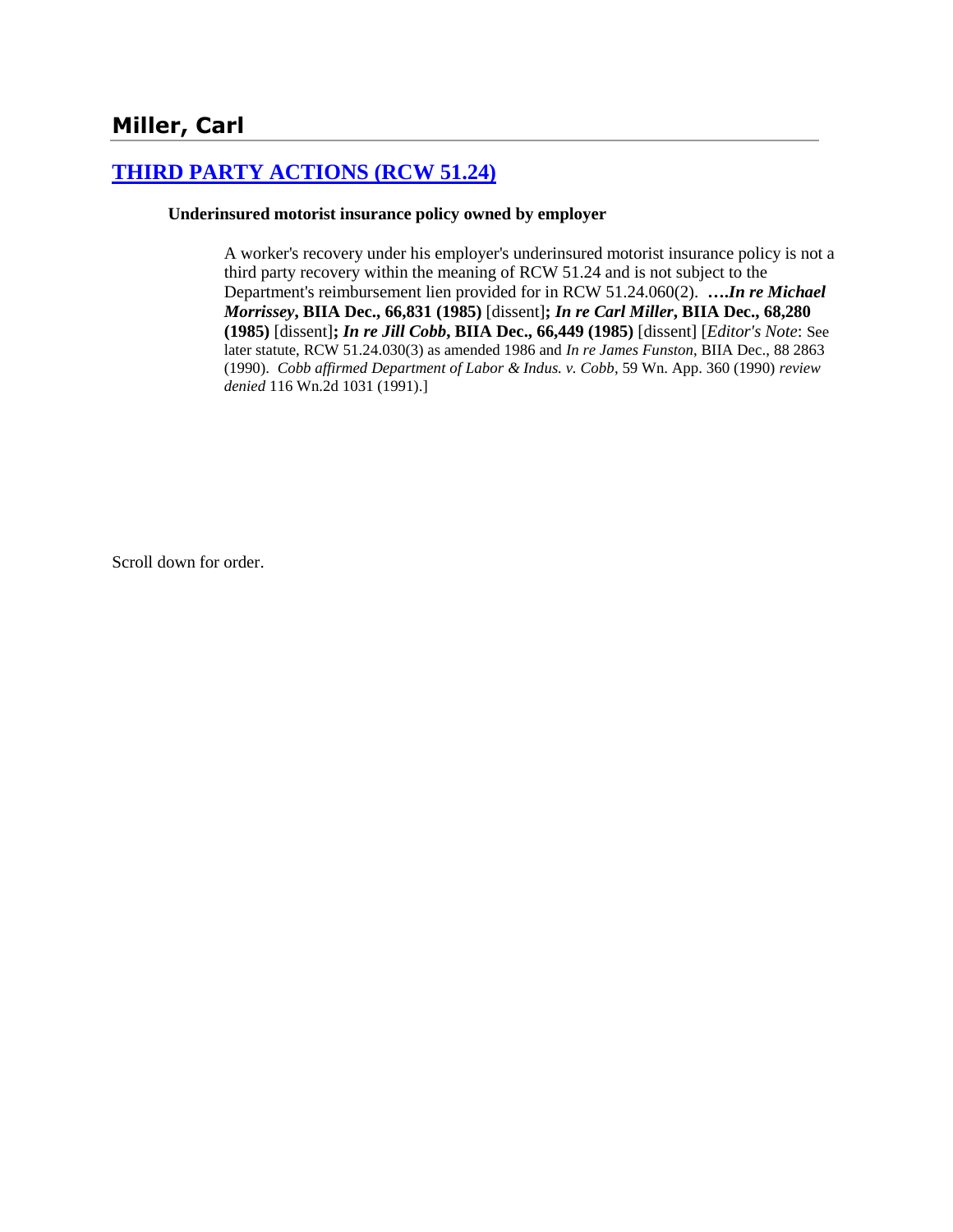## Miller, Carl

### [THIRD PARTY ACTIONS (RCW 51.24)]

**Underinsured motorist insurance policy owned by employer**

> A worker's recovery under his employer's underinsured motorist insurance policy is not a third party recovery within the meaning of RCW 51.24 and is not subject to the Department's reimbursement lien provided for in RCW 51.24.060(2). ***….In re Michael Morrissey*, BIIA Dec., 66,831 (1985)** [dissent]**; *In re Carl Miller*, BIIA Dec., 68,280 (1985)** [dissent]**; *In re Jill Cobb*, BIIA Dec., 66,449 (1985)** [dissent] [*Editor's Note*: See later statute, RCW 51.24.030(3) as amended 1986 and *In re James Funston*, BIIA Dec., 88 2863 (1990). *Cobb affirmed Department of Labor & Indus. v. Cobb*, 59 Wn. App. 360 (1990) *review denied* 116 Wn.2d 1031 (1991).]

Scroll down for order.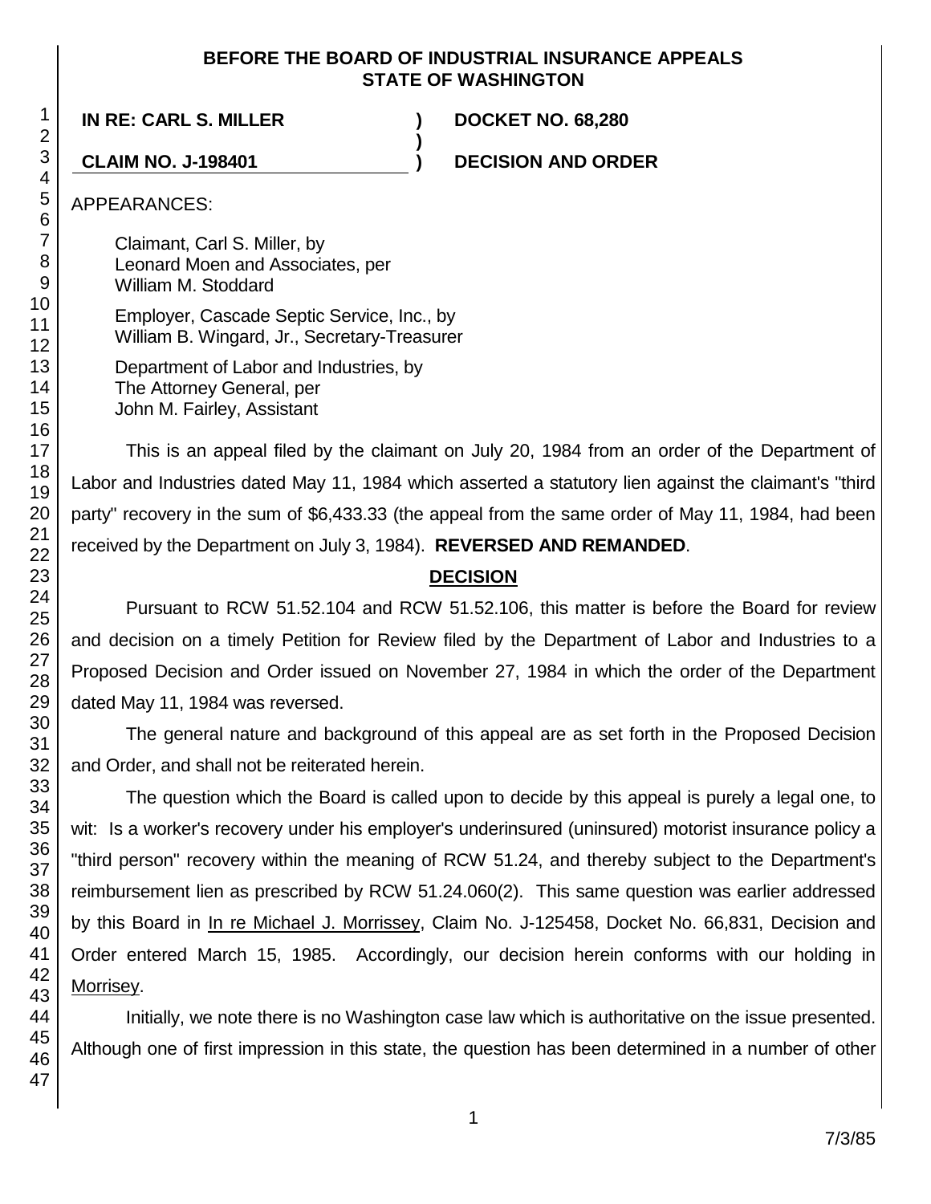# BEFORE THE BOARD OF INDUSTRIAL INSURANCE APPEALS
# STATE OF WASHINGTON

**IN RE: CARL S. MILLER** ) **DOCKET NO. 68,280**
)
**CLAIM NO. J-198401** ) **DECISION AND ORDER**

APPEARANCES:

Claimant, Carl S. Miller, by
Leonard Moen and Associates, per
William M. Stoddard

Employer, Cascade Septic Service, Inc., by
William B. Wingard, Jr., Secretary-Treasurer

Department of Labor and Industries, by
The Attorney General, per
John M. Fairley, Assistant

This is an appeal filed by the claimant on July 20, 1984 from an order of the Department of Labor and Industries dated May 11, 1984 which asserted a statutory lien against the claimant's "third party" recovery in the sum of $6,433.33 (the appeal from the same order of May 11, 1984, had been received by the Department on July 3, 1984). **REVERSED AND REMANDED**.

## DECISION

Pursuant to RCW 51.52.104 and RCW 51.52.106, this matter is before the Board for review and decision on a timely Petition for Review filed by the Department of Labor and Industries to a Proposed Decision and Order issued on November 27, 1984 in which the order of the Department dated May 11, 1984 was reversed.

The general nature and background of this appeal are as set forth in the Proposed Decision and Order, and shall not be reiterated herein.

The question which the Board is called upon to decide by this appeal is purely a legal one, to wit: Is a worker's recovery under his employer's underinsured (uninsured) motorist insurance policy a "third person" recovery within the meaning of RCW 51.24, and thereby subject to the Department's reimbursement lien as prescribed by RCW 51.24.060(2). This same question was earlier addressed by this Board in In re Michael J. Morrissey, Claim No. J-125458, Docket No. 66,831, Decision and Order entered March 15, 1985. Accordingly, our decision herein conforms with our holding in Morrisey.

Initially, we note there is no Washington case law which is authoritative on the issue presented. Although one of first impression in this state, the question has been determined in a number of other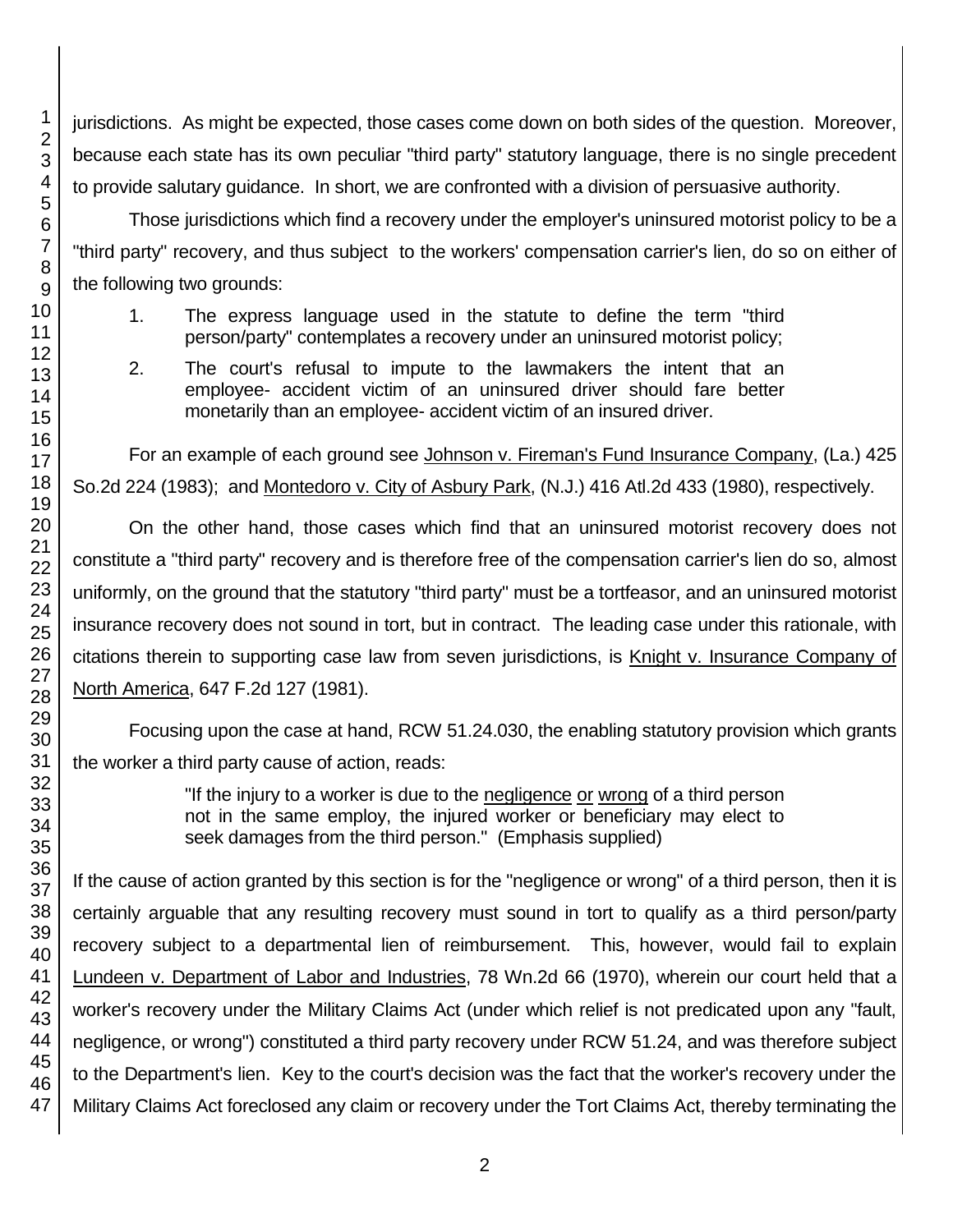jurisdictions. As might be expected, those cases come down on both sides of the question. Moreover, because each state has its own peculiar "third party" statutory language, there is no single precedent to provide salutary guidance. In short, we are confronted with a division of persuasive authority.

Those jurisdictions which find a recovery under the employer's uninsured motorist policy to be a "third party" recovery, and thus subject to the workers' compensation carrier's lien, do so on either of the following two grounds:

> 1. The express language used in the statute to define the term "third person/party" contemplates a recovery under an uninsured motorist policy;
>
> 2. The court's refusal to impute to the lawmakers the intent that an employee- accident victim of an uninsured driver should fare better monetarily than an employee- accident victim of an insured driver.

For an example of each ground see <u>Johnson v. Fireman's Fund Insurance Company</u>, (La.) 425 So.2d 224 (1983); and <u>Montedoro v. City of Asbury Park</u>, (N.J.) 416 Atl.2d 433 (1980), respectively.

On the other hand, those cases which find that an uninsured motorist recovery does not constitute a "third party" recovery and is therefore free of the compensation carrier's lien do so, almost uniformly, on the ground that the statutory "third party" must be a tortfeasor, and an uninsured motorist insurance recovery does not sound in tort, but in contract. The leading case under this rationale, with citations therein to supporting case law from seven jurisdictions, is <u>Knight v. Insurance Company of North America</u>, 647 F.2d 127 (1981).

Focusing upon the case at hand, RCW 51.24.030, the enabling statutory provision which grants the worker a third party cause of action, reads:

> "If the injury to a worker is due to the <u>negligence</u> <u>or</u> <u>wrong</u> of a third person not in the same employ, the injured worker or beneficiary may elect to seek damages from the third person." (Emphasis supplied)

If the cause of action granted by this section is for the "negligence or wrong" of a third person, then it is certainly arguable that any resulting recovery must sound in tort to qualify as a third person/party recovery subject to a departmental lien of reimbursement. This, however, would fail to explain <u>Lundeen v. Department of Labor and Industries</u>, 78 Wn.2d 66 (1970), wherein our court held that a worker's recovery under the Military Claims Act (under which relief is not predicated upon any "fault, negligence, or wrong") constituted a third party recovery under RCW 51.24, and was therefore subject to the Department's lien. Key to the court's decision was the fact that the worker's recovery under the Military Claims Act foreclosed any claim or recovery under the Tort Claims Act, thereby terminating the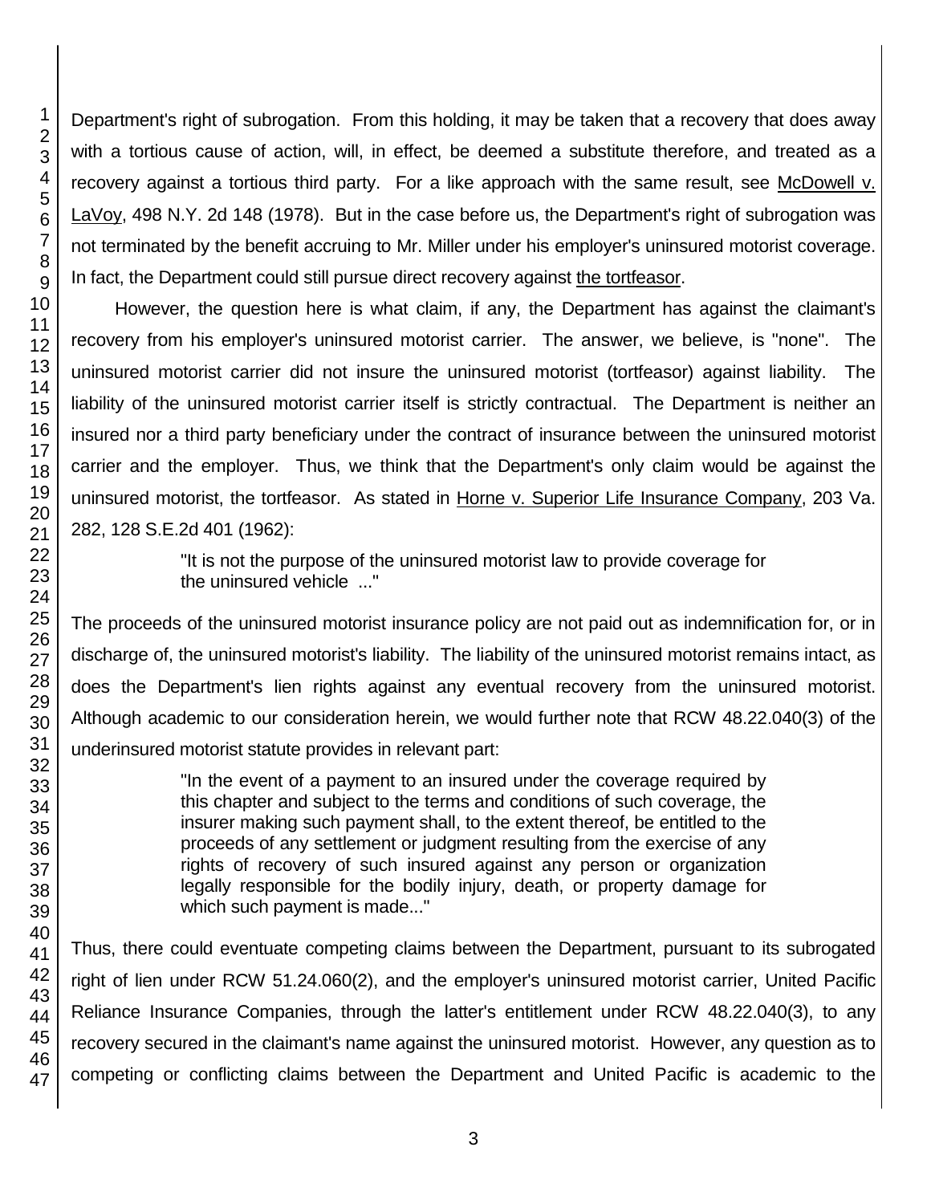Department's right of subrogation. From this holding, it may be taken that a recovery that does away with a tortious cause of action, will, in effect, be deemed a substitute therefore, and treated as a recovery against a tortious third party. For a like approach with the same result, see McDowell v. LaVoy, 498 N.Y. 2d 148 (1978). But in the case before us, the Department's right of subrogation was not terminated by the benefit accruing to Mr. Miller under his employer's uninsured motorist coverage. In fact, the Department could still pursue direct recovery against the tortfeasor.

However, the question here is what claim, if any, the Department has against the claimant's recovery from his employer's uninsured motorist carrier. The answer, we believe, is "none". The uninsured motorist carrier did not insure the uninsured motorist (tortfeasor) against liability. The liability of the uninsured motorist carrier itself is strictly contractual. The Department is neither an insured nor a third party beneficiary under the contract of insurance between the uninsured motorist carrier and the employer. Thus, we think that the Department's only claim would be against the uninsured motorist, the tortfeasor. As stated in Horne v. Superior Life Insurance Company, 203 Va. 282, 128 S.E.2d 401 (1962):

> "It is not the purpose of the uninsured motorist law to provide coverage for the uninsured vehicle ..."

The proceeds of the uninsured motorist insurance policy are not paid out as indemnification for, or in discharge of, the uninsured motorist's liability. The liability of the uninsured motorist remains intact, as does the Department's lien rights against any eventual recovery from the uninsured motorist. Although academic to our consideration herein, we would further note that RCW 48.22.040(3) of the underinsured motorist statute provides in relevant part:

> "In the event of a payment to an insured under the coverage required by this chapter and subject to the terms and conditions of such coverage, the insurer making such payment shall, to the extent thereof, be entitled to the proceeds of any settlement or judgment resulting from the exercise of any rights of recovery of such insured against any person or organization legally responsible for the bodily injury, death, or property damage for which such payment is made..."

Thus, there could eventuate competing claims between the Department, pursuant to its subrogated right of lien under RCW 51.24.060(2), and the employer's uninsured motorist carrier, United Pacific Reliance Insurance Companies, through the latter's entitlement under RCW 48.22.040(3), to any recovery secured in the claimant's name against the uninsured motorist. However, any question as to competing or conflicting claims between the Department and United Pacific is academic to the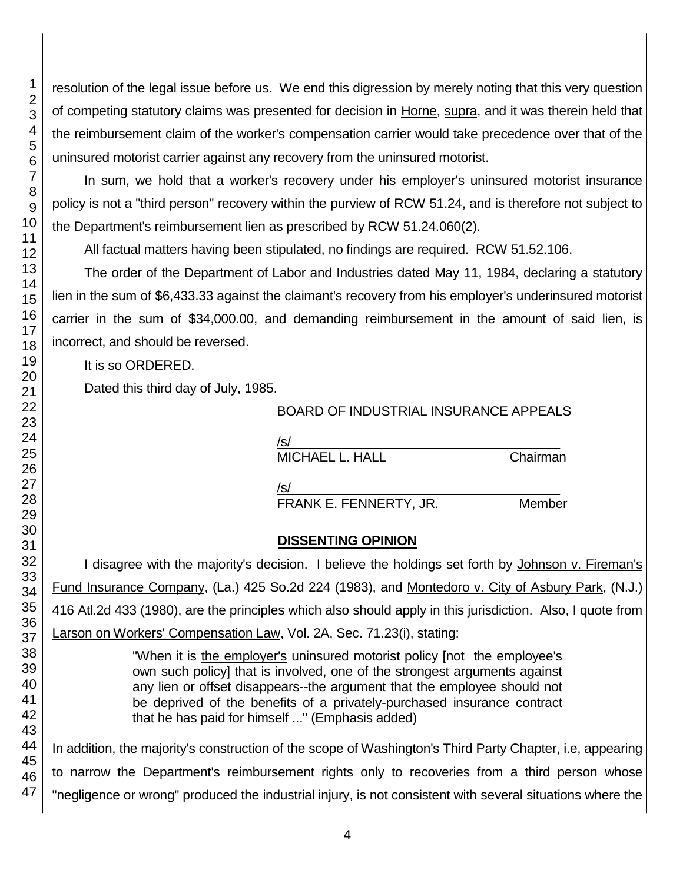resolution of the legal issue before us. We end this digression by merely noting that this very question of competing statutory claims was presented for decision in Horne, supra, and it was therein held that the reimbursement claim of the worker's compensation carrier would take precedence over that of the uninsured motorist carrier against any recovery from the uninsured motorist.

In sum, we hold that a worker's recovery under his employer's uninsured motorist insurance policy is not a "third person" recovery within the purview of RCW 51.24, and is therefore not subject to the Department's reimbursement lien as prescribed by RCW 51.24.060(2).

All factual matters having been stipulated, no findings are required. RCW 51.52.106.

The order of the Department of Labor and Industries dated May 11, 1984, declaring a statutory lien in the sum of \$6,433.33 against the claimant's recovery from his employer's underinsured motorist carrier in the sum of \$34,000.00, and demanding reimbursement in the amount of said lien, is incorrect, and should be reversed.

It is so ORDERED.

Dated this third day of July, 1985.

BOARD OF INDUSTRIAL INSURANCE APPEALS

/s/
MICHAEL L. HALL — Chairman

/s/
FRANK E. FENNERTY, JR. — Member

## DISSENTING OPINION

I disagree with the majority's decision. I believe the holdings set forth by Johnson v. Fireman's Fund Insurance Company, (La.) 425 So.2d 224 (1983), and Montedoro v. City of Asbury Park, (N.J.) 416 Atl.2d 433 (1980), are the principles which also should apply in this jurisdiction. Also, I quote from Larson on Workers' Compensation Law, Vol. 2A, Sec. 71.23(i), stating:

> "When it is the employer's uninsured motorist policy [not the employee's own such policy] that is involved, one of the strongest arguments against any lien or offset disappears--the argument that the employee should not be deprived of the benefits of a privately-purchased insurance contract that he has paid for himself ..." (Emphasis added)

In addition, the majority's construction of the scope of Washington's Third Party Chapter, i.e, appearing to narrow the Department's reimbursement rights only to recoveries from a third person whose "negligence or wrong" produced the industrial injury, is not consistent with several situations where the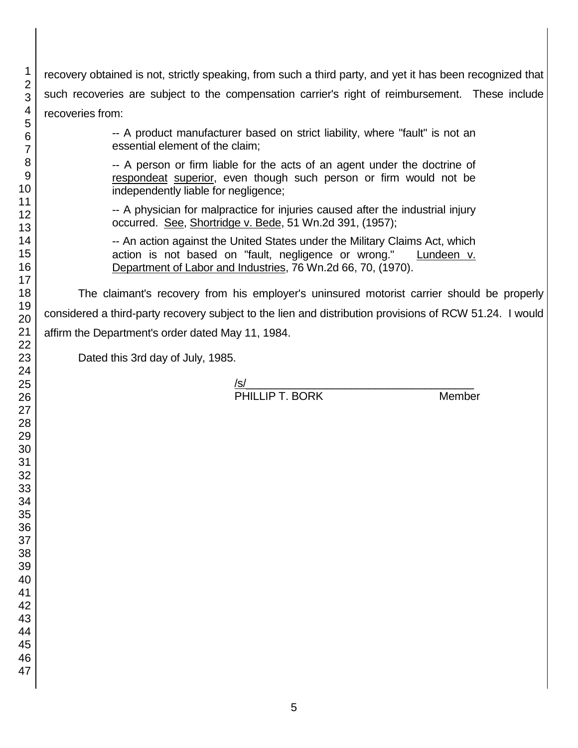recovery obtained is not, strictly speaking, from such a third party, and yet it has been recognized that such recoveries are subject to the compensation carrier's right of reimbursement. These include recoveries from:

> -- A product manufacturer based on strict liability, where "fault" is not an essential element of the claim;
>
> -- A person or firm liable for the acts of an agent under the doctrine of respondeat superior, even though such person or firm would not be independently liable for negligence;
>
> -- A physician for malpractice for injuries caused after the industrial injury occurred. See, Shortridge v. Bede, 51 Wn.2d 391, (1957);
>
> -- An action against the United States under the Military Claims Act, which action is not based on "fault, negligence or wrong." Lundeen v. Department of Labor and Industries, 76 Wn.2d 66, 70, (1970).

The claimant's recovery from his employer's uninsured motorist carrier should be properly considered a third-party recovery subject to the lien and distribution provisions of RCW 51.24. I would affirm the Department's order dated May 11, 1984.

Dated this 3rd day of July, 1985.

/s/_______________________________________
PHILLIP T. BORK Member